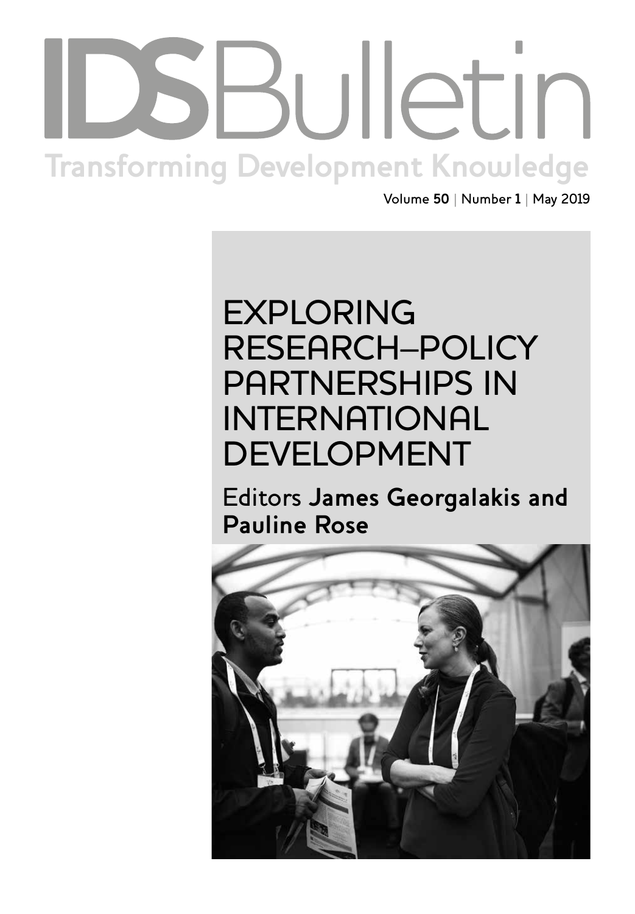# IDS Bulletin

Transforming Development Knowledge

Volume **50** | Number **1** | May 2019

## EXPLORING RESEARCH–POLICY PARTNERSHIPS IN INTERNATIONAL DEVELOPMENT

Editors **James Georgalakis and Pauline Rose**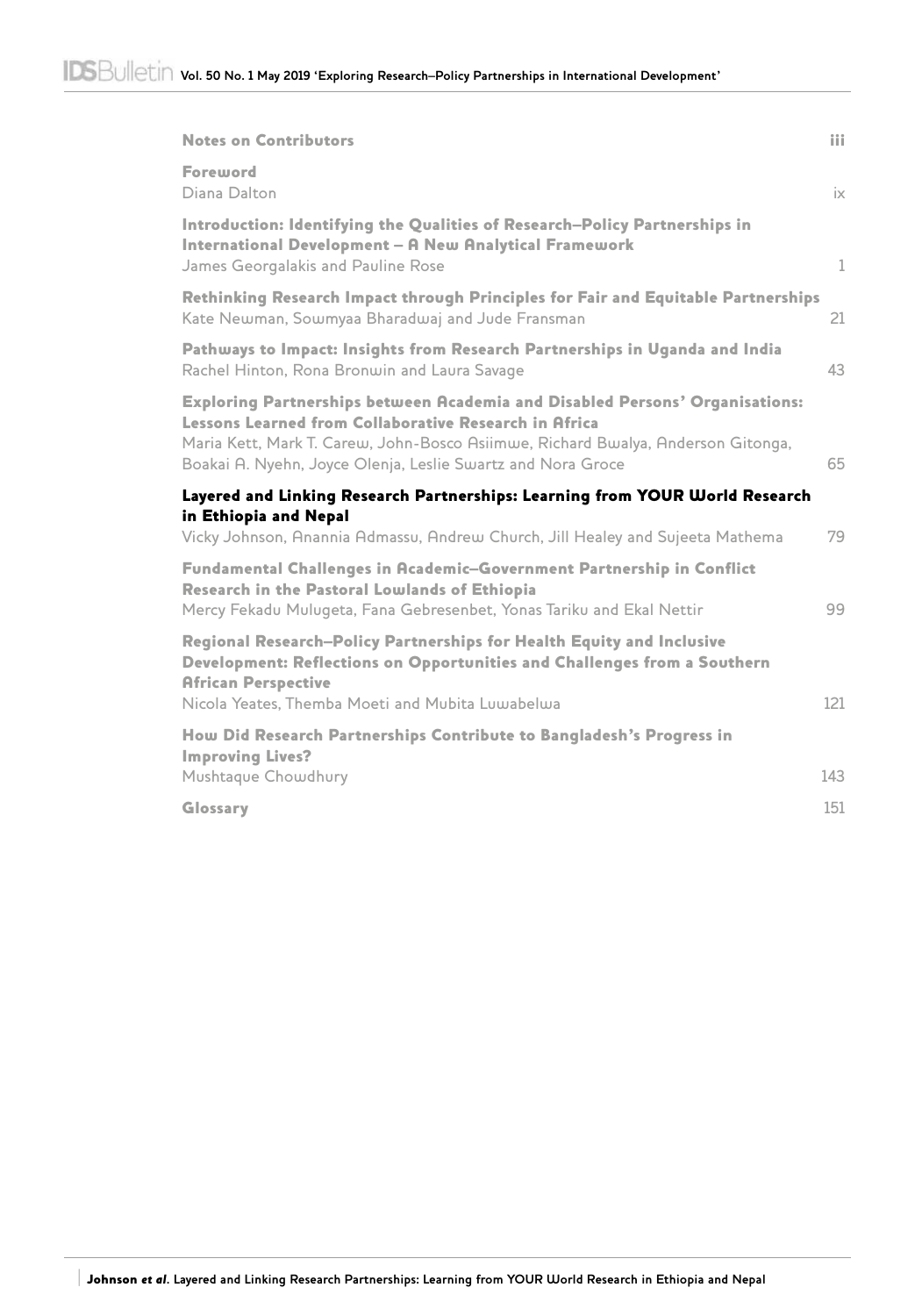| | |
|---|---|
| **Notes on Contributors** | iii |
| **Foreword**<br>Diana Dalton | ix |
| **Introduction: Identifying the Qualities of Research–Policy Partnerships in International Development – A New Analytical Framework**<br>James Georgalakis and Pauline Rose | 1 |
| **Rethinking Research Impact through Principles for Fair and Equitable Partnerships**<br>Kate Newman, Sowmyaa Bharadwaj and Jude Fransman | 21 |
| **Pathways to Impact: Insights from Research Partnerships in Uganda and India**<br>Rachel Hinton, Rona Bronwin and Laura Savage | 43 |
| **Exploring Partnerships between Academia and Disabled Persons' Organisations: Lessons Learned from Collaborative Research in Africa**<br>Maria Kett, Mark T. Carew, John-Bosco Asiimwe, Richard Bwalya, Anderson Gitonga, Boakai A. Nyehn, Joyce Olenja, Leslie Swartz and Nora Groce | 65 |
| **Layered and Linking Research Partnerships: Learning from YOUR World Research in Ethiopia and Nepal**<br>Vicky Johnson, Anannia Admassu, Andrew Church, Jill Healey and Sujeeta Mathema | 79 |
| **Fundamental Challenges in Academic–Government Partnership in Conflict Research in the Pastoral Lowlands of Ethiopia**<br>Mercy Fekadu Mulugeta, Fana Gebresenbet, Yonas Tariku and Ekal Nettir | 99 |
| **Regional Research–Policy Partnerships for Health Equity and Inclusive Development: Reflections on Opportunities and Challenges from a Southern African Perspective**<br>Nicola Yeates, Themba Moeti and Mubita Luwabelwa | 121 |
| **How Did Research Partnerships Contribute to Bangladesh's Progress in Improving Lives?**<br>Mushtaque Chowdhury | 143 |
| **Glossary** | 151 |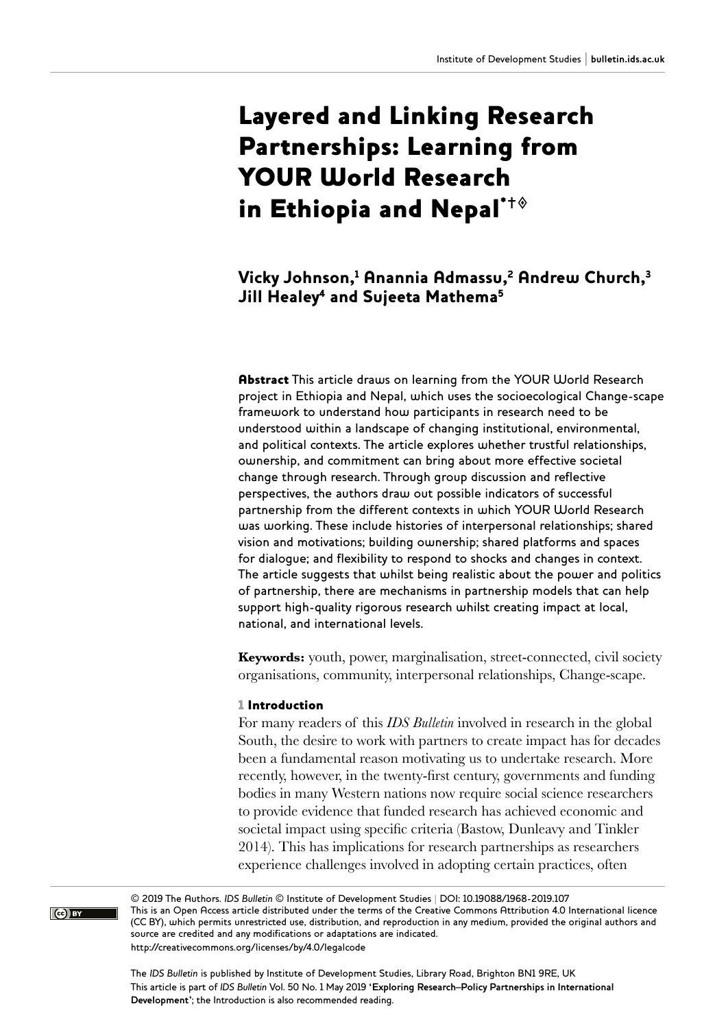# Layered and Linking Research Partnerships: Learning from YOUR World Research in Ethiopia and Nepal*†◊

**Vicky Johnson,[1] Anannia Admassu,[2] Andrew Church,[3] Jill Healey[4] and Sujeeta Mathema[5]**

**Abstract** This article draws on learning from the YOUR World Research project in Ethiopia and Nepal, which uses the socioecological Change-scape framework to understand how participants in research need to be understood within a landscape of changing institutional, environmental, and political contexts. The article explores whether trustful relationships, ownership, and commitment can bring about more effective societal change through research. Through group discussion and reflective perspectives, the authors draw out possible indicators of successful partnership from the different contexts in which YOUR World Research was working. These include histories of interpersonal relationships; shared vision and motivations; building ownership; shared platforms and spaces for dialogue; and flexibility to respond to shocks and changes in context. The article suggests that whilst being realistic about the power and politics of partnership, there are mechanisms in partnership models that can help support high-quality rigorous research whilst creating impact at local, national, and international levels.

**Keywords:** youth, power, marginalisation, street-connected, civil society organisations, community, interpersonal relationships, Change-scape.

## 1 Introduction

For many readers of this *IDS Bulletin* involved in research in the global South, the desire to work with partners to create impact has for decades been a fundamental reason motivating us to undertake research. More recently, however, in the twenty-first century, governments and funding bodies in many Western nations now require social science researchers to provide evidence that funded research has achieved economic and societal impact using specific criteria (Bastow, Dunleavy and Tinkler 2014). This has implications for research partnerships as researchers experience challenges involved in adopting certain practices, often

© 2019 The Authors. *IDS Bulletin* © Institute of Development Studies | DOI: 10.19088/1968-2019.107
This is an Open Access article distributed under the terms of the Creative Commons Attribution 4.0 International licence (CC BY), which permits unrestricted use, distribution, and reproduction in any medium, provided the original authors and source are credited and any modifications or adaptations are indicated.
http://creativecommons.org/licenses/by/4.0/legalcode

The *IDS Bulletin* is published by Institute of Development Studies, Library Road, Brighton BN1 9RE, UK
This article is part of *IDS Bulletin* Vol. 50 No. 1 May 2019 **'Exploring Research–Policy Partnerships in International Development'**; the Introduction is also recommended reading.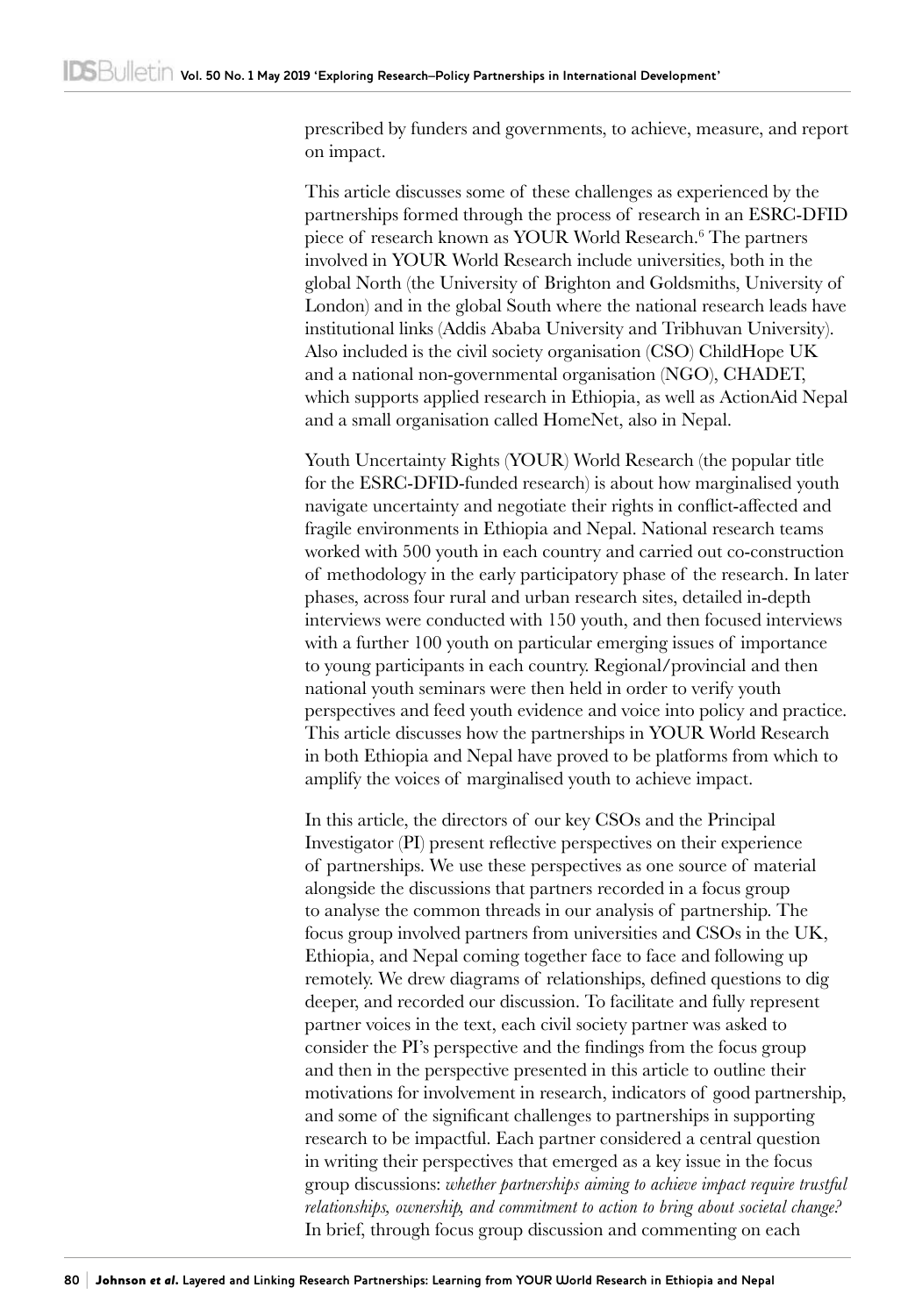prescribed by funders and governments, to achieve, measure, and report on impact.

This article discusses some of these challenges as experienced by the partnerships formed through the process of research in an ESRC-DFID piece of research known as YOUR World Research.[6] The partners involved in YOUR World Research include universities, both in the global North (the University of Brighton and Goldsmiths, University of London) and in the global South where the national research leads have institutional links (Addis Ababa University and Tribhuvan University). Also included is the civil society organisation (CSO) ChildHope UK and a national non-governmental organisation (NGO), CHADET, which supports applied research in Ethiopia, as well as ActionAid Nepal and a small organisation called HomeNet, also in Nepal.

Youth Uncertainty Rights (YOUR) World Research (the popular title for the ESRC-DFID-funded research) is about how marginalised youth navigate uncertainty and negotiate their rights in conflict-affected and fragile environments in Ethiopia and Nepal. National research teams worked with 500 youth in each country and carried out co-construction of methodology in the early participatory phase of the research. In later phases, across four rural and urban research sites, detailed in-depth interviews were conducted with 150 youth, and then focused interviews with a further 100 youth on particular emerging issues of importance to young participants in each country. Regional/provincial and then national youth seminars were then held in order to verify youth perspectives and feed youth evidence and voice into policy and practice. This article discusses how the partnerships in YOUR World Research in both Ethiopia and Nepal have proved to be platforms from which to amplify the voices of marginalised youth to achieve impact.

In this article, the directors of our key CSOs and the Principal Investigator (PI) present reflective perspectives on their experience of partnerships. We use these perspectives as one source of material alongside the discussions that partners recorded in a focus group to analyse the common threads in our analysis of partnership. The focus group involved partners from universities and CSOs in the UK, Ethiopia, and Nepal coming together face to face and following up remotely. We drew diagrams of relationships, defined questions to dig deeper, and recorded our discussion. To facilitate and fully represent partner voices in the text, each civil society partner was asked to consider the PI's perspective and the findings from the focus group and then in the perspective presented in this article to outline their motivations for involvement in research, indicators of good partnership, and some of the significant challenges to partnerships in supporting research to be impactful. Each partner considered a central question in writing their perspectives that emerged as a key issue in the focus group discussions: *whether partnerships aiming to achieve impact require trustful relationships, ownership, and commitment to action to bring about societal change?* In brief, through focus group discussion and commenting on each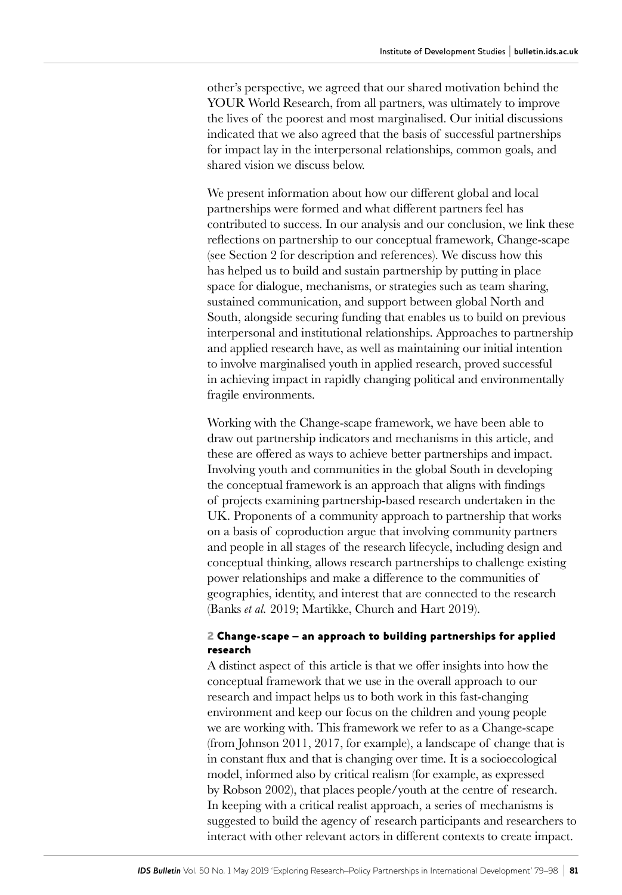other's perspective, we agreed that our shared motivation behind the YOUR World Research, from all partners, was ultimately to improve the lives of the poorest and most marginalised. Our initial discussions indicated that we also agreed that the basis of successful partnerships for impact lay in the interpersonal relationships, common goals, and shared vision we discuss below.

We present information about how our different global and local partnerships were formed and what different partners feel has contributed to success. In our analysis and our conclusion, we link these reflections on partnership to our conceptual framework, Change-scape (see Section 2 for description and references). We discuss how this has helped us to build and sustain partnership by putting in place space for dialogue, mechanisms, or strategies such as team sharing, sustained communication, and support between global North and South, alongside securing funding that enables us to build on previous interpersonal and institutional relationships. Approaches to partnership and applied research have, as well as maintaining our initial intention to involve marginalised youth in applied research, proved successful in achieving impact in rapidly changing political and environmentally fragile environments.

Working with the Change-scape framework, we have been able to draw out partnership indicators and mechanisms in this article, and these are offered as ways to achieve better partnerships and impact. Involving youth and communities in the global South in developing the conceptual framework is an approach that aligns with findings of projects examining partnership-based research undertaken in the UK. Proponents of a community approach to partnership that works on a basis of coproduction argue that involving community partners and people in all stages of the research lifecycle, including design and conceptual thinking, allows research partnerships to challenge existing power relationships and make a difference to the communities of geographies, identity, and interest that are connected to the research (Banks *et al.* 2019; Martikke, Church and Hart 2019).

## 2 Change-scape – an approach to building partnerships for applied research

A distinct aspect of this article is that we offer insights into how the conceptual framework that we use in the overall approach to our research and impact helps us to both work in this fast-changing environment and keep our focus on the children and young people we are working with. This framework we refer to as a Change-scape (from Johnson 2011, 2017, for example), a landscape of change that is in constant flux and that is changing over time. It is a socioecological model, informed also by critical realism (for example, as expressed by Robson 2002), that places people/youth at the centre of research. In keeping with a critical realist approach, a series of mechanisms is suggested to build the agency of research participants and researchers to interact with other relevant actors in different contexts to create impact.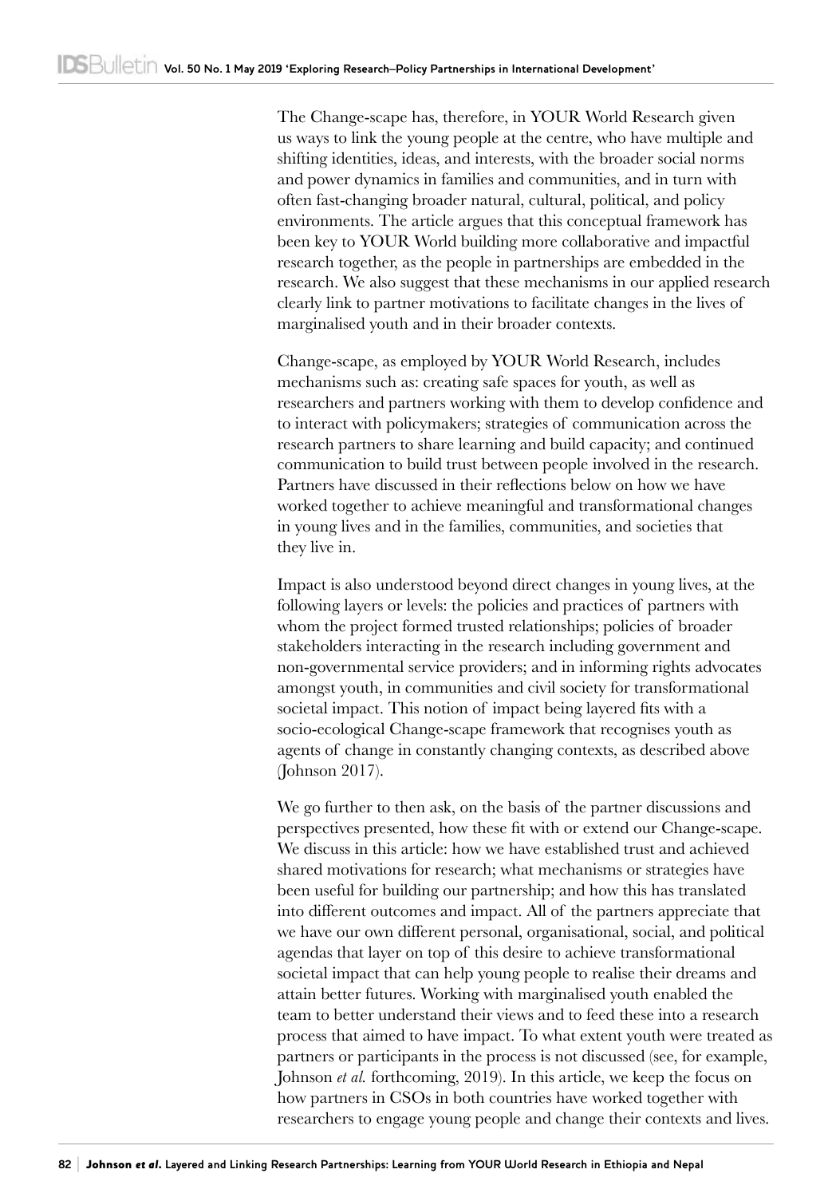The Change-scape has, therefore, in YOUR World Research given us ways to link the young people at the centre, who have multiple and shifting identities, ideas, and interests, with the broader social norms and power dynamics in families and communities, and in turn with often fast-changing broader natural, cultural, political, and policy environments. The article argues that this conceptual framework has been key to YOUR World building more collaborative and impactful research together, as the people in partnerships are embedded in the research. We also suggest that these mechanisms in our applied research clearly link to partner motivations to facilitate changes in the lives of marginalised youth and in their broader contexts.

Change-scape, as employed by YOUR World Research, includes mechanisms such as: creating safe spaces for youth, as well as researchers and partners working with them to develop confidence and to interact with policymakers; strategies of communication across the research partners to share learning and build capacity; and continued communication to build trust between people involved in the research. Partners have discussed in their reflections below on how we have worked together to achieve meaningful and transformational changes in young lives and in the families, communities, and societies that they live in.

Impact is also understood beyond direct changes in young lives, at the following layers or levels: the policies and practices of partners with whom the project formed trusted relationships; policies of broader stakeholders interacting in the research including government and non-governmental service providers; and in informing rights advocates amongst youth, in communities and civil society for transformational societal impact. This notion of impact being layered fits with a socio-ecological Change-scape framework that recognises youth as agents of change in constantly changing contexts, as described above (Johnson 2017).

We go further to then ask, on the basis of the partner discussions and perspectives presented, how these fit with or extend our Change-scape. We discuss in this article: how we have established trust and achieved shared motivations for research; what mechanisms or strategies have been useful for building our partnership; and how this has translated into different outcomes and impact. All of the partners appreciate that we have our own different personal, organisational, social, and political agendas that layer on top of this desire to achieve transformational societal impact that can help young people to realise their dreams and attain better futures. Working with marginalised youth enabled the team to better understand their views and to feed these into a research process that aimed to have impact. To what extent youth were treated as partners or participants in the process is not discussed (see, for example, Johnson *et al.* forthcoming, 2019). In this article, we keep the focus on how partners in CSOs in both countries have worked together with researchers to engage young people and change their contexts and lives.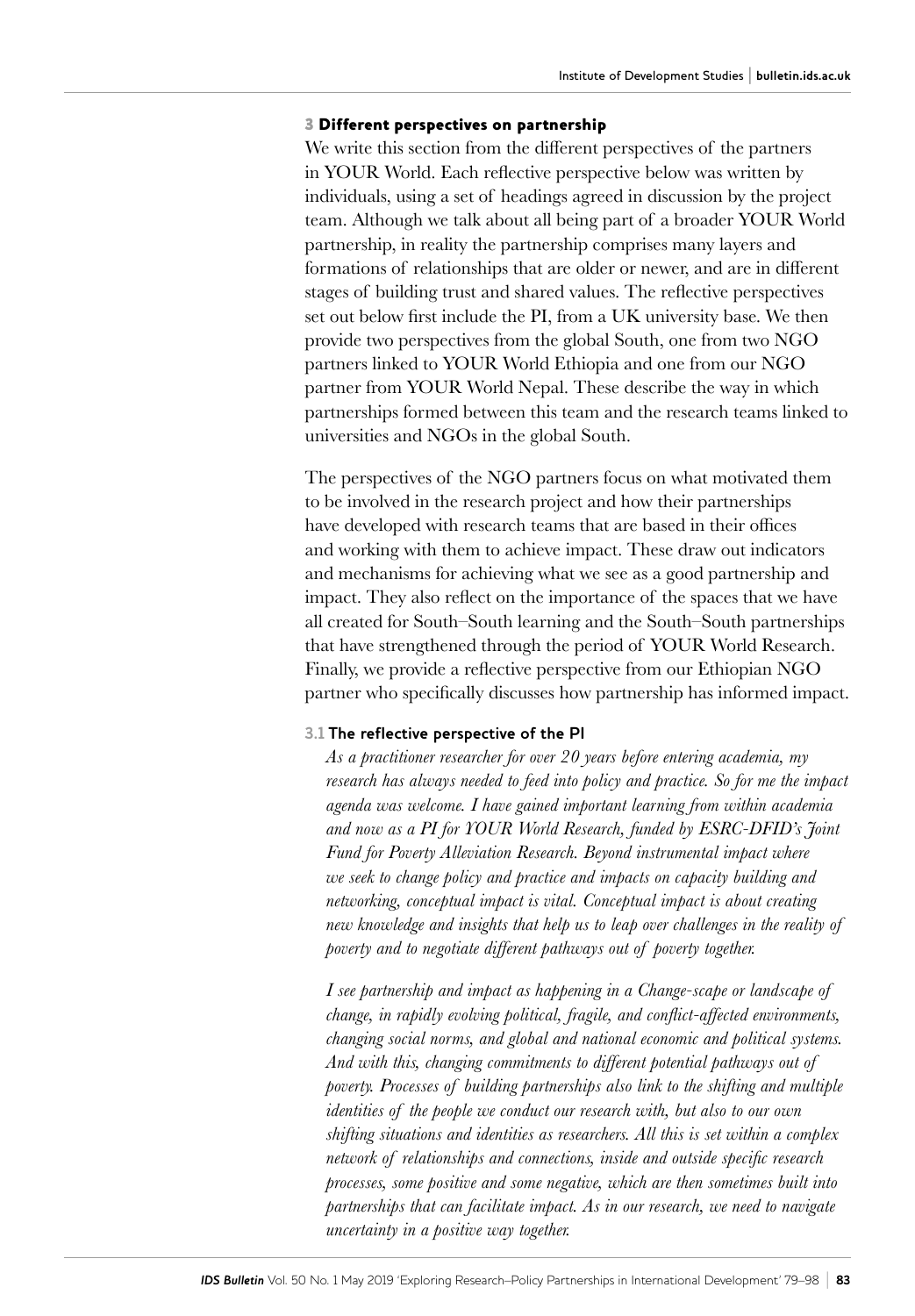## 3 Different perspectives on partnership

We write this section from the different perspectives of the partners in YOUR World. Each reflective perspective below was written by individuals, using a set of headings agreed in discussion by the project team. Although we talk about all being part of a broader YOUR World partnership, in reality the partnership comprises many layers and formations of relationships that are older or newer, and are in different stages of building trust and shared values. The reflective perspectives set out below first include the PI, from a UK university base. We then provide two perspectives from the global South, one from two NGO partners linked to YOUR World Ethiopia and one from our NGO partner from YOUR World Nepal. These describe the way in which partnerships formed between this team and the research teams linked to universities and NGOs in the global South.

The perspectives of the NGO partners focus on what motivated them to be involved in the research project and how their partnerships have developed with research teams that are based in their offices and working with them to achieve impact. These draw out indicators and mechanisms for achieving what we see as a good partnership and impact. They also reflect on the importance of the spaces that we have all created for South–South learning and the South–South partnerships that have strengthened through the period of YOUR World Research. Finally, we provide a reflective perspective from our Ethiopian NGO partner who specifically discusses how partnership has informed impact.

### 3.1 The reflective perspective of the PI

*As a practitioner researcher for over 20 years before entering academia, my research has always needed to feed into policy and practice. So for me the impact agenda was welcome. I have gained important learning from within academia and now as a PI for YOUR World Research, funded by ESRC-DFID's Joint Fund for Poverty Alleviation Research. Beyond instrumental impact where we seek to change policy and practice and impacts on capacity building and networking, conceptual impact is vital. Conceptual impact is about creating new knowledge and insights that help us to leap over challenges in the reality of poverty and to negotiate different pathways out of poverty together.*

*I see partnership and impact as happening in a Change-scape or landscape of change, in rapidly evolving political, fragile, and conflict-affected environments, changing social norms, and global and national economic and political systems. And with this, changing commitments to different potential pathways out of poverty. Processes of building partnerships also link to the shifting and multiple identities of the people we conduct our research with, but also to our own shifting situations and identities as researchers. All this is set within a complex network of relationships and connections, inside and outside specific research processes, some positive and some negative, which are then sometimes built into partnerships that can facilitate impact. As in our research, we need to navigate uncertainty in a positive way together.*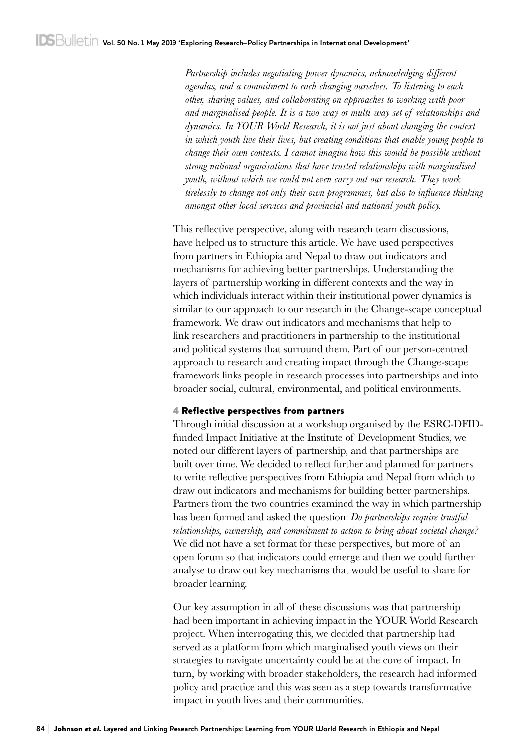*Partnership includes negotiating power dynamics, acknowledging different agendas, and a commitment to each changing ourselves. To listening to each other, sharing values, and collaborating on approaches to working with poor and marginalised people. It is a two-way or multi-way set of relationships and dynamics. In YOUR World Research, it is not just about changing the context in which youth live their lives, but creating conditions that enable young people to change their own contexts. I cannot imagine how this would be possible without strong national organisations that have trusted relationships with marginalised youth, without which we could not even carry out our research. They work tirelessly to change not only their own programmes, but also to influence thinking amongst other local services and provincial and national youth policy.*

This reflective perspective, along with research team discussions, have helped us to structure this article. We have used perspectives from partners in Ethiopia and Nepal to draw out indicators and mechanisms for achieving better partnerships. Understanding the layers of partnership working in different contexts and the way in which individuals interact within their institutional power dynamics is similar to our approach to our research in the Change-scape conceptual framework. We draw out indicators and mechanisms that help to link researchers and practitioners in partnership to the institutional and political systems that surround them. Part of our person-centred approach to research and creating impact through the Change-scape framework links people in research processes into partnerships and into broader social, cultural, environmental, and political environments.

## 4 Reflective perspectives from partners

Through initial discussion at a workshop organised by the ESRC-DFID-funded Impact Initiative at the Institute of Development Studies, we noted our different layers of partnership, and that partnerships are built over time. We decided to reflect further and planned for partners to write reflective perspectives from Ethiopia and Nepal from which to draw out indicators and mechanisms for building better partnerships. Partners from the two countries examined the way in which partnership has been formed and asked the question: *Do partnerships require trustful relationships, ownership, and commitment to action to bring about societal change?* We did not have a set format for these perspectives, but more of an open forum so that indicators could emerge and then we could further analyse to draw out key mechanisms that would be useful to share for broader learning.

Our key assumption in all of these discussions was that partnership had been important in achieving impact in the YOUR World Research project. When interrogating this, we decided that partnership had served as a platform from which marginalised youth views on their strategies to navigate uncertainty could be at the core of impact. In turn, by working with broader stakeholders, the research had informed policy and practice and this was seen as a step towards transformative impact in youth lives and their communities.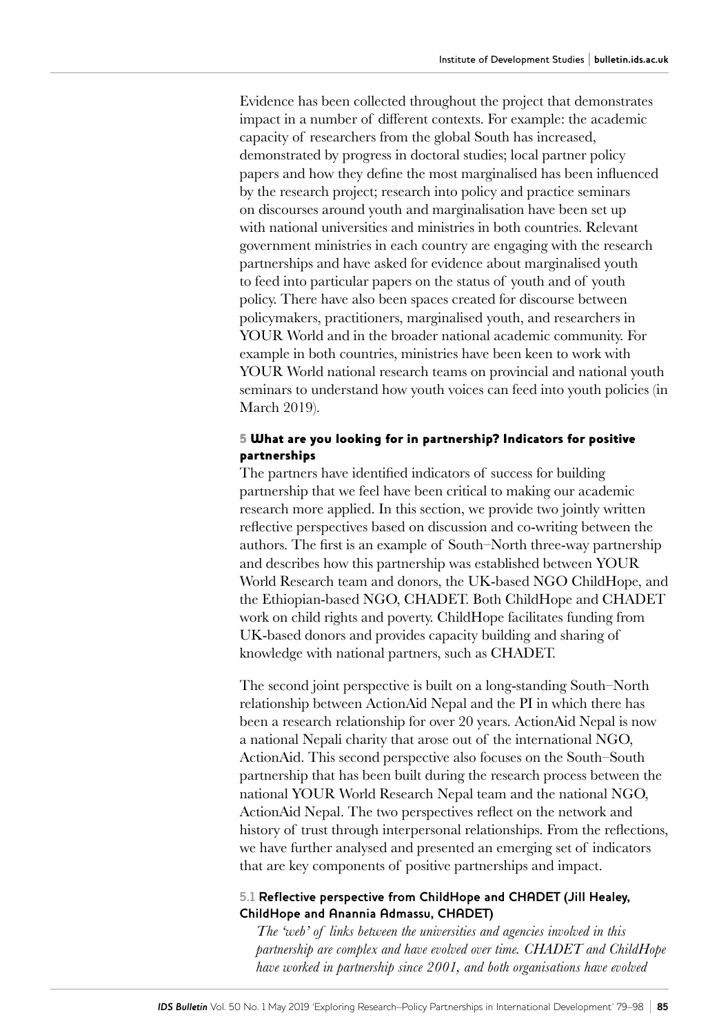Evidence has been collected throughout the project that demonstrates impact in a number of different contexts. For example: the academic capacity of researchers from the global South has increased, demonstrated by progress in doctoral studies; local partner policy papers and how they define the most marginalised has been influenced by the research project; research into policy and practice seminars on discourses around youth and marginalisation have been set up with national universities and ministries in both countries. Relevant government ministries in each country are engaging with the research partnerships and have asked for evidence about marginalised youth to feed into particular papers on the status of youth and of youth policy. There have also been spaces created for discourse between policymakers, practitioners, marginalised youth, and researchers in YOUR World and in the broader national academic community. For example in both countries, ministries have been keen to work with YOUR World national research teams on provincial and national youth seminars to understand how youth voices can feed into youth policies (in March 2019).

## 5 What are you looking for in partnership? Indicators for positive partnerships

The partners have identified indicators of success for building partnership that we feel have been critical to making our academic research more applied. In this section, we provide two jointly written reflective perspectives based on discussion and co-writing between the authors. The first is an example of South–North three-way partnership and describes how this partnership was established between YOUR World Research team and donors, the UK-based NGO ChildHope, and the Ethiopian-based NGO, CHADET. Both ChildHope and CHADET work on child rights and poverty. ChildHope facilitates funding from UK-based donors and provides capacity building and sharing of knowledge with national partners, such as CHADET.

The second joint perspective is built on a long-standing South–North relationship between ActionAid Nepal and the PI in which there has been a research relationship for over 20 years. ActionAid Nepal is now a national Nepali charity that arose out of the international NGO, ActionAid. This second perspective also focuses on the South–South partnership that has been built during the research process between the national YOUR World Research Nepal team and the national NGO, ActionAid Nepal. The two perspectives reflect on the network and history of trust through interpersonal relationships. From the reflections, we have further analysed and presented an emerging set of indicators that are key components of positive partnerships and impact.

### 5.1 Reflective perspective from ChildHope and CHADET (Jill Healey, ChildHope and Anannia Admassu, CHADET)

*The 'web' of links between the universities and agencies involved in this partnership are complex and have evolved over time. CHADET and ChildHope have worked in partnership since 2001, and both organisations have evolved*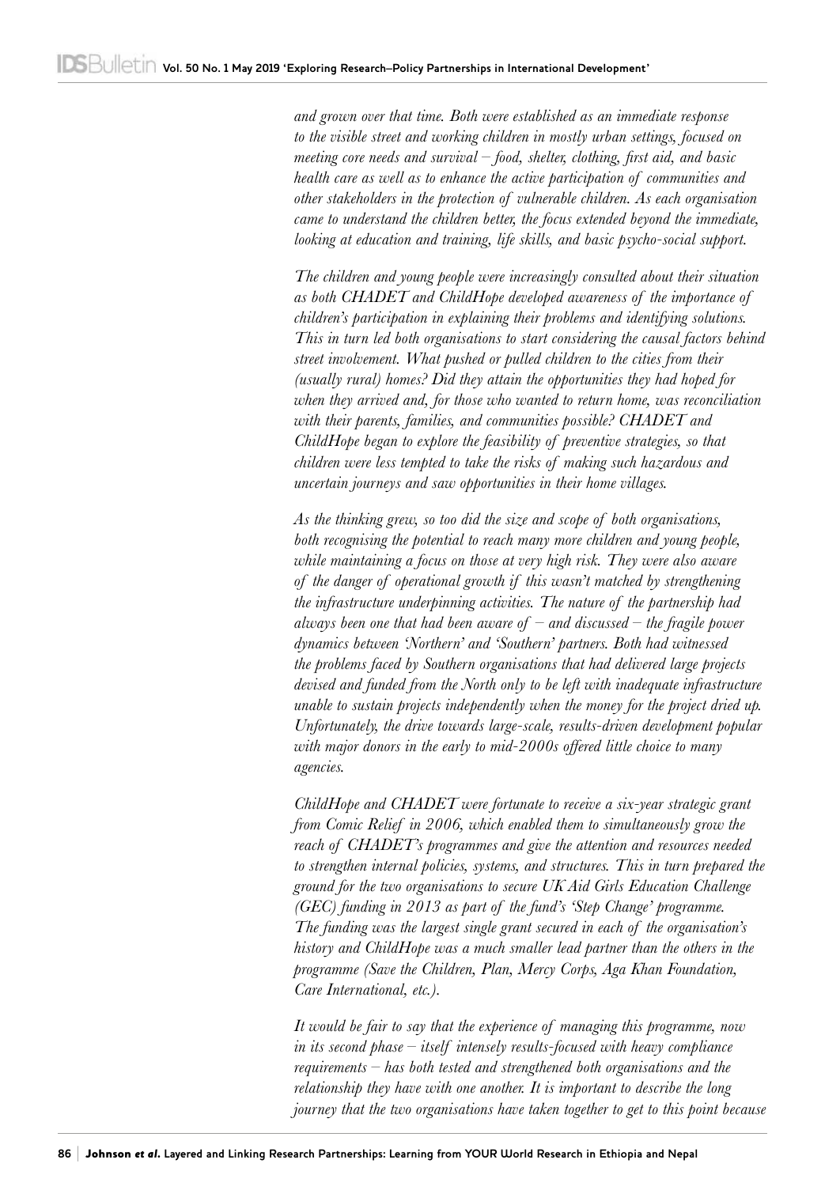*and grown over that time. Both were established as an immediate response to the visible street and working children in mostly urban settings, focused on meeting core needs and survival – food, shelter, clothing, first aid, and basic health care as well as to enhance the active participation of communities and other stakeholders in the protection of vulnerable children. As each organisation came to understand the children better, the focus extended beyond the immediate, looking at education and training, life skills, and basic psycho-social support.*

*The children and young people were increasingly consulted about their situation as both CHADET and ChildHope developed awareness of the importance of children's participation in explaining their problems and identifying solutions. This in turn led both organisations to start considering the causal factors behind street involvement. What pushed or pulled children to the cities from their (usually rural) homes? Did they attain the opportunities they had hoped for when they arrived and, for those who wanted to return home, was reconciliation with their parents, families, and communities possible? CHADET and ChildHope began to explore the feasibility of preventive strategies, so that children were less tempted to take the risks of making such hazardous and uncertain journeys and saw opportunities in their home villages.*

*As the thinking grew, so too did the size and scope of both organisations, both recognising the potential to reach many more children and young people, while maintaining a focus on those at very high risk. They were also aware of the danger of operational growth if this wasn't matched by strengthening the infrastructure underpinning activities. The nature of the partnership had always been one that had been aware of – and discussed – the fragile power dynamics between 'Northern' and 'Southern' partners. Both had witnessed the problems faced by Southern organisations that had delivered large projects devised and funded from the North only to be left with inadequate infrastructure unable to sustain projects independently when the money for the project dried up. Unfortunately, the drive towards large-scale, results-driven development popular with major donors in the early to mid-2000s offered little choice to many agencies.*

*ChildHope and CHADET were fortunate to receive a six-year strategic grant from Comic Relief in 2006, which enabled them to simultaneously grow the reach of CHADET's programmes and give the attention and resources needed to strengthen internal policies, systems, and structures. This in turn prepared the ground for the two organisations to secure UK Aid Girls Education Challenge (GEC) funding in 2013 as part of the fund's 'Step Change' programme. The funding was the largest single grant secured in each of the organisation's history and ChildHope was a much smaller lead partner than the others in the programme (Save the Children, Plan, Mercy Corps, Aga Khan Foundation, Care International, etc.).*

*It would be fair to say that the experience of managing this programme, now in its second phase – itself intensely results-focused with heavy compliance requirements – has both tested and strengthened both organisations and the relationship they have with one another. It is important to describe the long journey that the two organisations have taken together to get to this point because*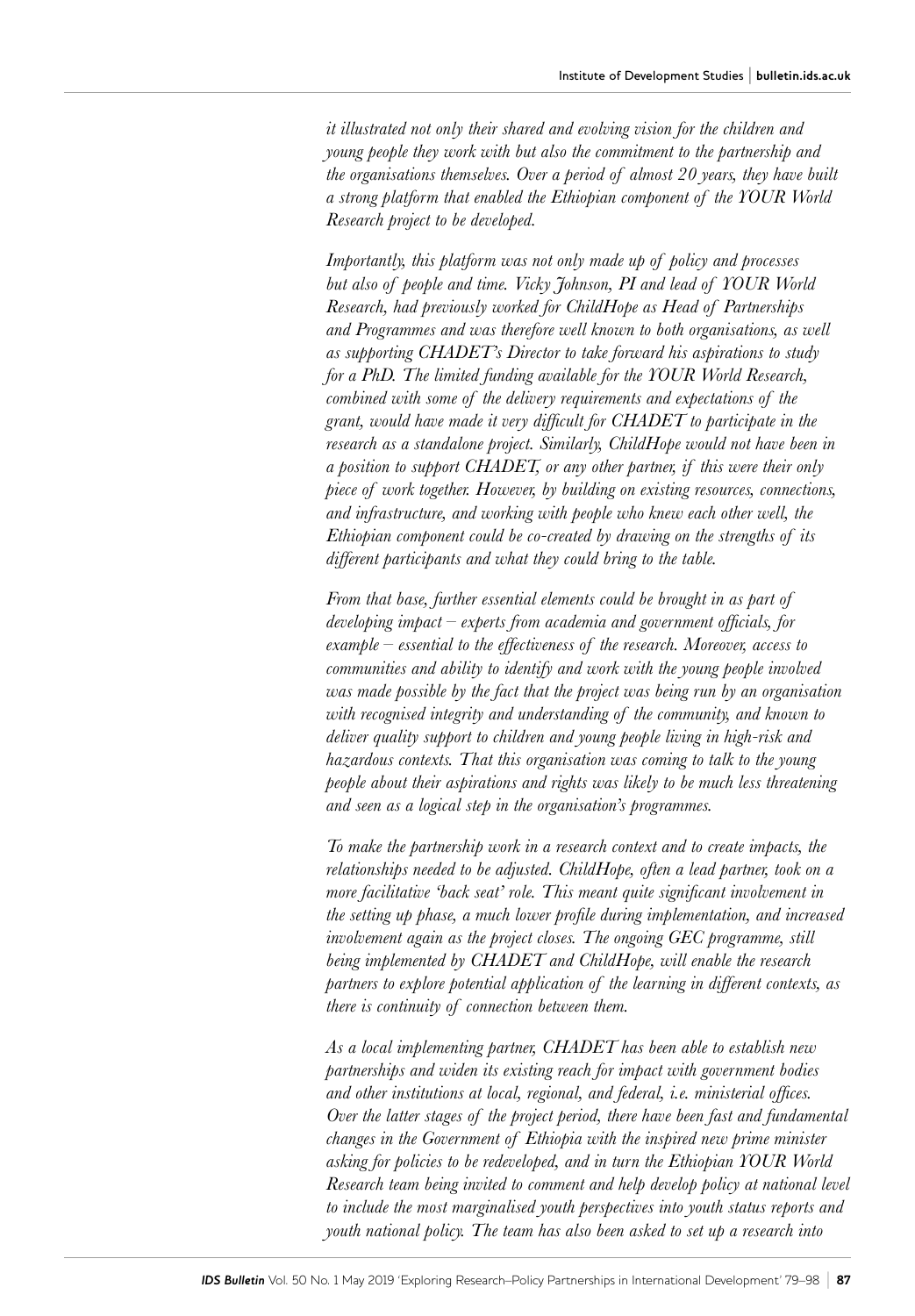*it illustrated not only their shared and evolving vision for the children and young people they work with but also the commitment to the partnership and the organisations themselves. Over a period of almost 20 years, they have built a strong platform that enabled the Ethiopian component of the YOUR World Research project to be developed.*

*Importantly, this platform was not only made up of policy and processes but also of people and time. Vicky Johnson, PI and lead of YOUR World Research, had previously worked for ChildHope as Head of Partnerships and Programmes and was therefore well known to both organisations, as well as supporting CHADET's Director to take forward his aspirations to study for a PhD. The limited funding available for the YOUR World Research, combined with some of the delivery requirements and expectations of the grant, would have made it very difficult for CHADET to participate in the research as a standalone project. Similarly, ChildHope would not have been in a position to support CHADET, or any other partner, if this were their only piece of work together. However, by building on existing resources, connections, and infrastructure, and working with people who knew each other well, the Ethiopian component could be co-created by drawing on the strengths of its different participants and what they could bring to the table.*

*From that base, further essential elements could be brought in as part of developing impact – experts from academia and government officials, for example – essential to the effectiveness of the research. Moreover, access to communities and ability to identify and work with the young people involved was made possible by the fact that the project was being run by an organisation with recognised integrity and understanding of the community, and known to deliver quality support to children and young people living in high-risk and hazardous contexts. That this organisation was coming to talk to the young people about their aspirations and rights was likely to be much less threatening and seen as a logical step in the organisation's programmes.*

*To make the partnership work in a research context and to create impacts, the relationships needed to be adjusted. ChildHope, often a lead partner, took on a more facilitative 'back seat' role. This meant quite significant involvement in the setting up phase, a much lower profile during implementation, and increased involvement again as the project closes. The ongoing GEC programme, still being implemented by CHADET and ChildHope, will enable the research partners to explore potential application of the learning in different contexts, as there is continuity of connection between them.*

*As a local implementing partner, CHADET has been able to establish new partnerships and widen its existing reach for impact with government bodies and other institutions at local, regional, and federal, i.e. ministerial offices. Over the latter stages of the project period, there have been fast and fundamental changes in the Government of Ethiopia with the inspired new prime minister asking for policies to be redeveloped, and in turn the Ethiopian YOUR World Research team being invited to comment and help develop policy at national level to include the most marginalised youth perspectives into youth status reports and youth national policy. The team has also been asked to set up a research into*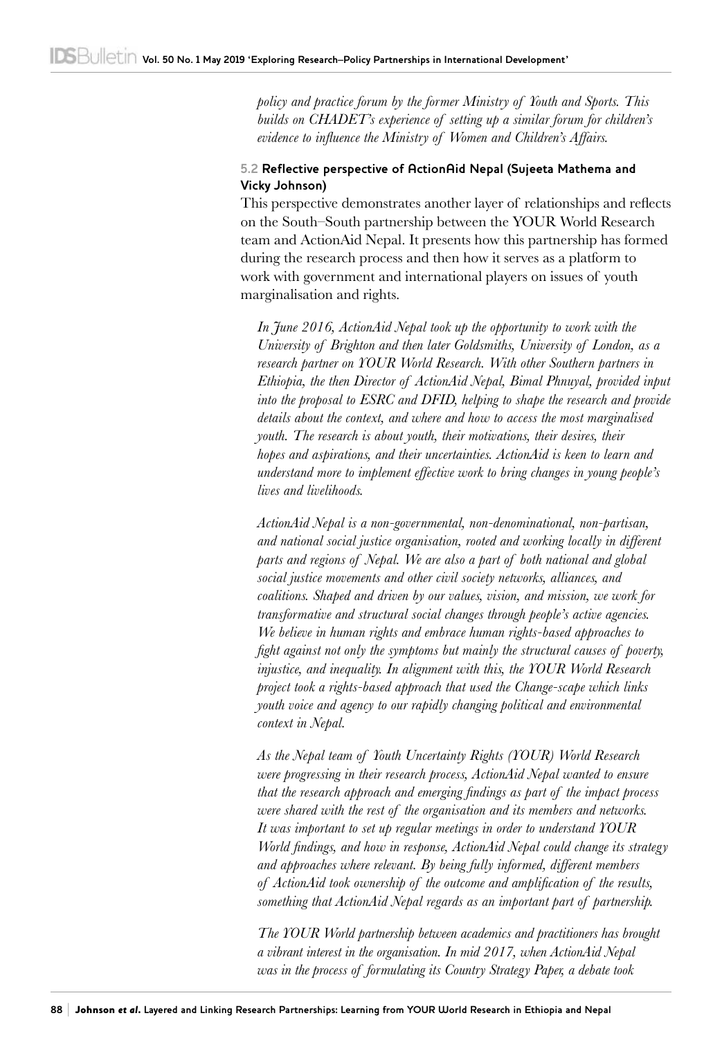*policy and practice forum by the former Ministry of Youth and Sports. This builds on CHADET's experience of setting up a similar forum for children's evidence to influence the Ministry of Women and Children's Affairs.*

### 5.2 Reflective perspective of ActionAid Nepal (Sujeeta Mathema and Vicky Johnson)

This perspective demonstrates another layer of relationships and reflects on the South–South partnership between the YOUR World Research team and ActionAid Nepal. It presents how this partnership has formed during the research process and then how it serves as a platform to work with government and international players on issues of youth marginalisation and rights.

*In June 2016, ActionAid Nepal took up the opportunity to work with the University of Brighton and then later Goldsmiths, University of London, as a research partner on YOUR World Research. With other Southern partners in Ethiopia, the then Director of ActionAid Nepal, Bimal Phnuyal, provided input into the proposal to ESRC and DFID, helping to shape the research and provide details about the context, and where and how to access the most marginalised youth. The research is about youth, their motivations, their desires, their hopes and aspirations, and their uncertainties. ActionAid is keen to learn and understand more to implement effective work to bring changes in young people's lives and livelihoods.*

*ActionAid Nepal is a non-governmental, non-denominational, non-partisan, and national social justice organisation, rooted and working locally in different parts and regions of Nepal. We are also a part of both national and global social justice movements and other civil society networks, alliances, and coalitions. Shaped and driven by our values, vision, and mission, we work for transformative and structural social changes through people's active agencies. We believe in human rights and embrace human rights-based approaches to fight against not only the symptoms but mainly the structural causes of poverty, injustice, and inequality. In alignment with this, the YOUR World Research project took a rights-based approach that used the Change-scape which links youth voice and agency to our rapidly changing political and environmental context in Nepal.*

*As the Nepal team of Youth Uncertainty Rights (YOUR) World Research were progressing in their research process, ActionAid Nepal wanted to ensure that the research approach and emerging findings as part of the impact process were shared with the rest of the organisation and its members and networks. It was important to set up regular meetings in order to understand YOUR World findings, and how in response, ActionAid Nepal could change its strategy and approaches where relevant. By being fully informed, different members of ActionAid took ownership of the outcome and amplification of the results, something that ActionAid Nepal regards as an important part of partnership.*

*The YOUR World partnership between academics and practitioners has brought a vibrant interest in the organisation. In mid 2017, when ActionAid Nepal was in the process of formulating its Country Strategy Paper, a debate took*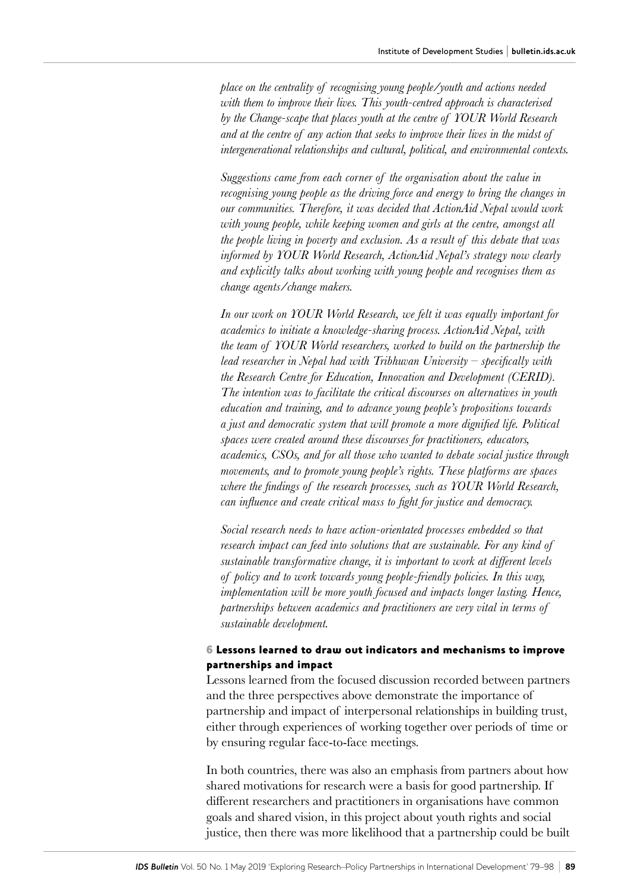*place on the centrality of recognising young people/youth and actions needed with them to improve their lives. This youth-centred approach is characterised by the Change-scape that places youth at the centre of YOUR World Research and at the centre of any action that seeks to improve their lives in the midst of intergenerational relationships and cultural, political, and environmental contexts.*

*Suggestions came from each corner of the organisation about the value in recognising young people as the driving force and energy to bring the changes in our communities. Therefore, it was decided that ActionAid Nepal would work with young people, while keeping women and girls at the centre, amongst all the people living in poverty and exclusion. As a result of this debate that was informed by YOUR World Research, ActionAid Nepal's strategy now clearly and explicitly talks about working with young people and recognises them as change agents/change makers.*

*In our work on YOUR World Research, we felt it was equally important for academics to initiate a knowledge-sharing process. ActionAid Nepal, with the team of YOUR World researchers, worked to build on the partnership the lead researcher in Nepal had with Tribhuvan University – specifically with the Research Centre for Education, Innovation and Development (CERID). The intention was to facilitate the critical discourses on alternatives in youth education and training, and to advance young people's propositions towards a just and democratic system that will promote a more dignified life. Political spaces were created around these discourses for practitioners, educators, academics, CSOs, and for all those who wanted to debate social justice through movements, and to promote young people's rights. These platforms are spaces where the findings of the research processes, such as YOUR World Research, can influence and create critical mass to fight for justice and democracy.*

*Social research needs to have action-orientated processes embedded so that research impact can feed into solutions that are sustainable. For any kind of sustainable transformative change, it is important to work at different levels of policy and to work towards young people-friendly policies. In this way, implementation will be more youth focused and impacts longer lasting. Hence, partnerships between academics and practitioners are very vital in terms of sustainable development.*

## 6 Lessons learned to draw out indicators and mechanisms to improve partnerships and impact

Lessons learned from the focused discussion recorded between partners and the three perspectives above demonstrate the importance of partnership and impact of interpersonal relationships in building trust, either through experiences of working together over periods of time or by ensuring regular face-to-face meetings.

In both countries, there was also an emphasis from partners about how shared motivations for research were a basis for good partnership. If different researchers and practitioners in organisations have common goals and shared vision, in this project about youth rights and social justice, then there was more likelihood that a partnership could be built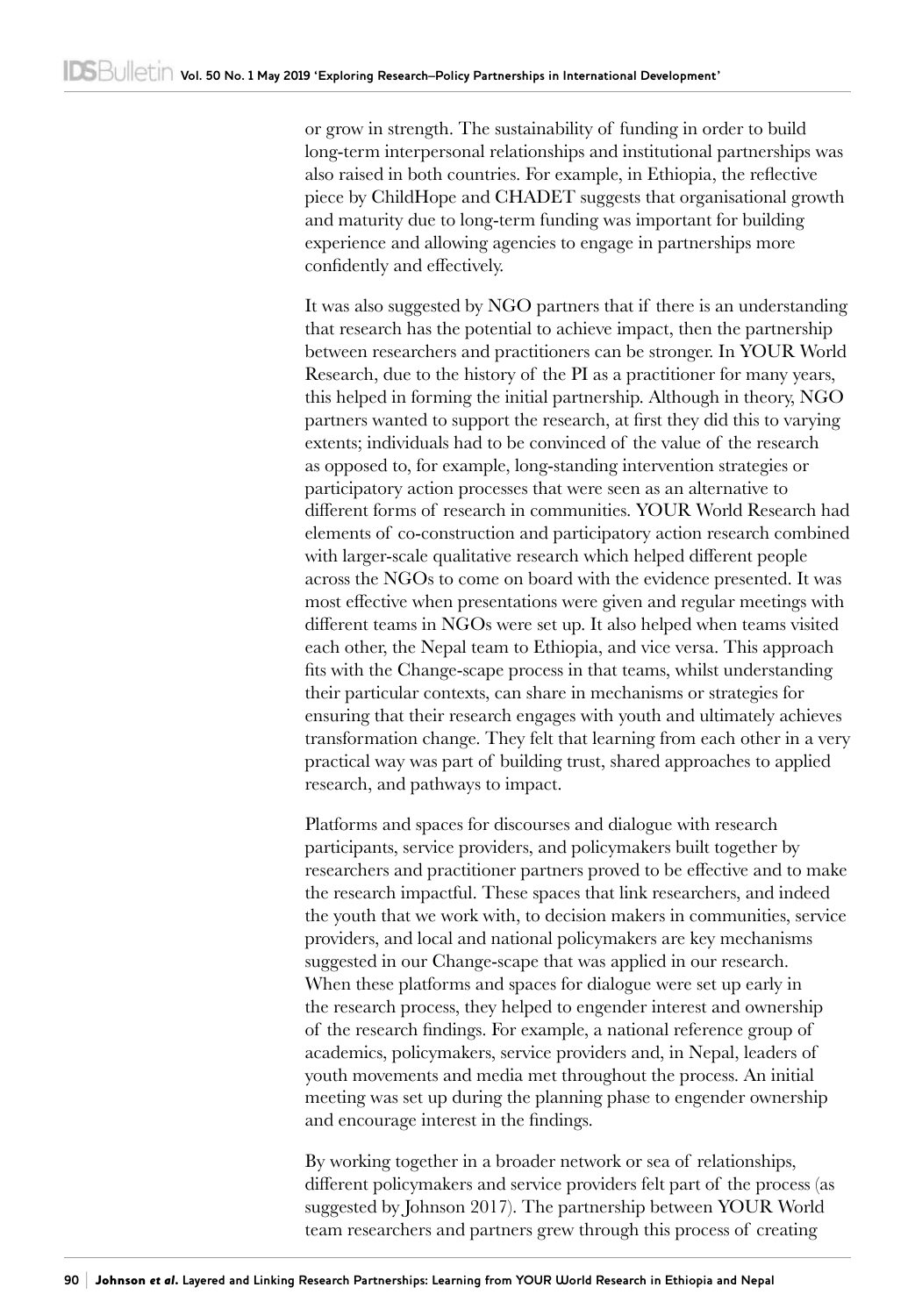or grow in strength. The sustainability of funding in order to build long-term interpersonal relationships and institutional partnerships was also raised in both countries. For example, in Ethiopia, the reflective piece by ChildHope and CHADET suggests that organisational growth and maturity due to long-term funding was important for building experience and allowing agencies to engage in partnerships more confidently and effectively.

It was also suggested by NGO partners that if there is an understanding that research has the potential to achieve impact, then the partnership between researchers and practitioners can be stronger. In YOUR World Research, due to the history of the PI as a practitioner for many years, this helped in forming the initial partnership. Although in theory, NGO partners wanted to support the research, at first they did this to varying extents; individuals had to be convinced of the value of the research as opposed to, for example, long-standing intervention strategies or participatory action processes that were seen as an alternative to different forms of research in communities. YOUR World Research had elements of co-construction and participatory action research combined with larger-scale qualitative research which helped different people across the NGOs to come on board with the evidence presented. It was most effective when presentations were given and regular meetings with different teams in NGOs were set up. It also helped when teams visited each other, the Nepal team to Ethiopia, and vice versa. This approach fits with the Change-scape process in that teams, whilst understanding their particular contexts, can share in mechanisms or strategies for ensuring that their research engages with youth and ultimately achieves transformation change. They felt that learning from each other in a very practical way was part of building trust, shared approaches to applied research, and pathways to impact.

Platforms and spaces for discourses and dialogue with research participants, service providers, and policymakers built together by researchers and practitioner partners proved to be effective and to make the research impactful. These spaces that link researchers, and indeed the youth that we work with, to decision makers in communities, service providers, and local and national policymakers are key mechanisms suggested in our Change-scape that was applied in our research. When these platforms and spaces for dialogue were set up early in the research process, they helped to engender interest and ownership of the research findings. For example, a national reference group of academics, policymakers, service providers and, in Nepal, leaders of youth movements and media met throughout the process. An initial meeting was set up during the planning phase to engender ownership and encourage interest in the findings.

By working together in a broader network or sea of relationships, different policymakers and service providers felt part of the process (as suggested by Johnson 2017). The partnership between YOUR World team researchers and partners grew through this process of creating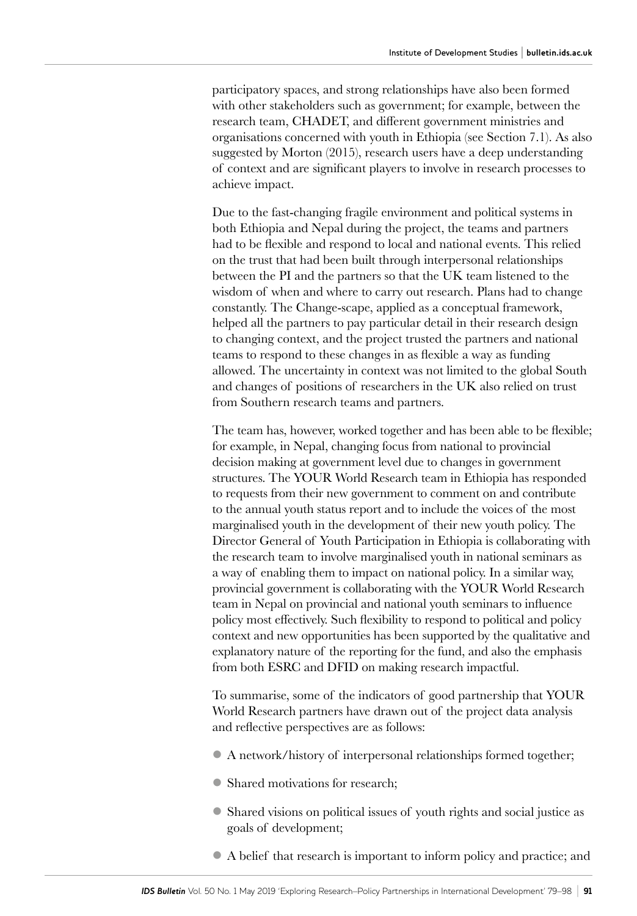participatory spaces, and strong relationships have also been formed with other stakeholders such as government; for example, between the research team, CHADET, and different government ministries and organisations concerned with youth in Ethiopia (see Section 7.1). As also suggested by Morton (2015), research users have a deep understanding of context and are significant players to involve in research processes to achieve impact.

Due to the fast-changing fragile environment and political systems in both Ethiopia and Nepal during the project, the teams and partners had to be flexible and respond to local and national events. This relied on the trust that had been built through interpersonal relationships between the PI and the partners so that the UK team listened to the wisdom of when and where to carry out research. Plans had to change constantly. The Change-scape, applied as a conceptual framework, helped all the partners to pay particular detail in their research design to changing context, and the project trusted the partners and national teams to respond to these changes in as flexible a way as funding allowed. The uncertainty in context was not limited to the global South and changes of positions of researchers in the UK also relied on trust from Southern research teams and partners.

The team has, however, worked together and has been able to be flexible; for example, in Nepal, changing focus from national to provincial decision making at government level due to changes in government structures. The YOUR World Research team in Ethiopia has responded to requests from their new government to comment on and contribute to the annual youth status report and to include the voices of the most marginalised youth in the development of their new youth policy. The Director General of Youth Participation in Ethiopia is collaborating with the research team to involve marginalised youth in national seminars as a way of enabling them to impact on national policy. In a similar way, provincial government is collaborating with the YOUR World Research team in Nepal on provincial and national youth seminars to influence policy most effectively. Such flexibility to respond to political and policy context and new opportunities has been supported by the qualitative and explanatory nature of the reporting for the fund, and also the emphasis from both ESRC and DFID on making research impactful.

To summarise, some of the indicators of good partnership that YOUR World Research partners have drawn out of the project data analysis and reflective perspectives are as follows:

- A network/history of interpersonal relationships formed together;
- Shared motivations for research;
- Shared visions on political issues of youth rights and social justice as goals of development;
- A belief that research is important to inform policy and practice; and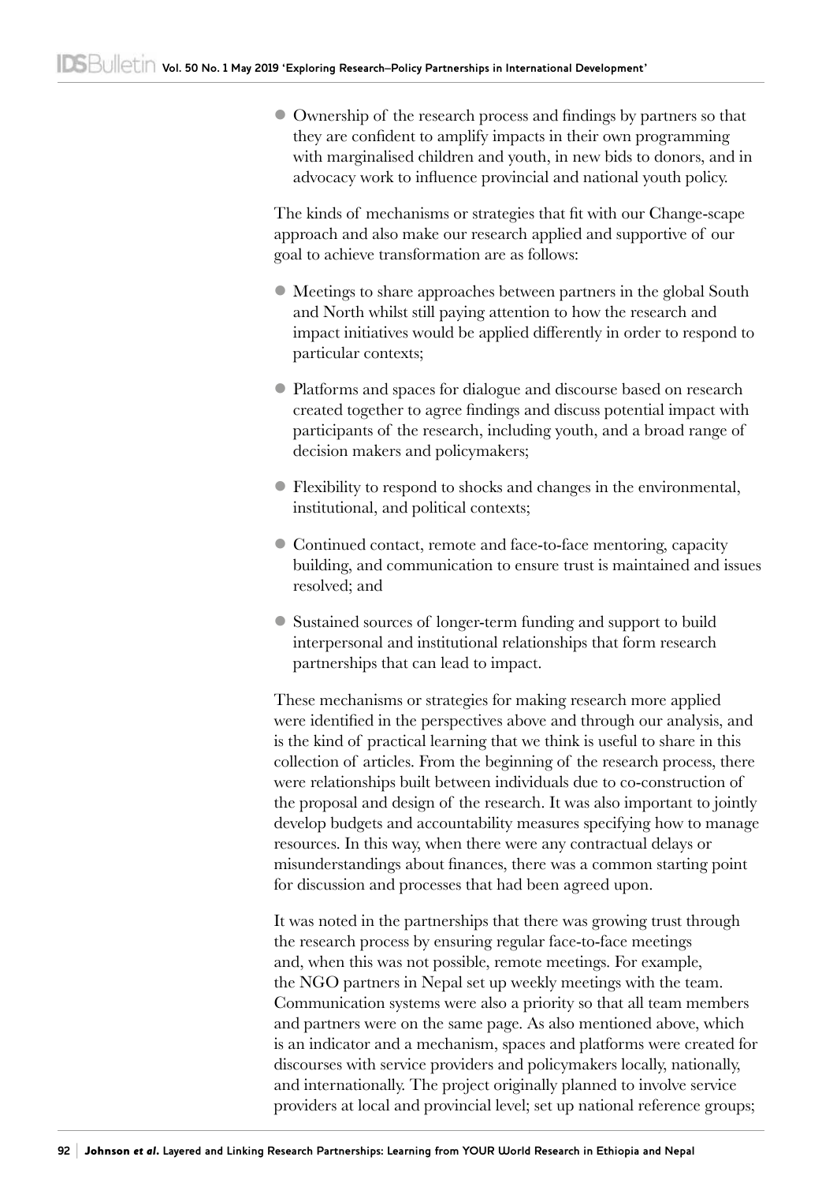- Ownership of the research process and findings by partners so that they are confident to amplify impacts in their own programming with marginalised children and youth, in new bids to donors, and in advocacy work to influence provincial and national youth policy.

The kinds of mechanisms or strategies that fit with our Change-scape approach and also make our research applied and supportive of our goal to achieve transformation are as follows:

- Meetings to share approaches between partners in the global South and North whilst still paying attention to how the research and impact initiatives would be applied differently in order to respond to particular contexts;
- Platforms and spaces for dialogue and discourse based on research created together to agree findings and discuss potential impact with participants of the research, including youth, and a broad range of decision makers and policymakers;
- Flexibility to respond to shocks and changes in the environmental, institutional, and political contexts;
- Continued contact, remote and face-to-face mentoring, capacity building, and communication to ensure trust is maintained and issues resolved; and
- Sustained sources of longer-term funding and support to build interpersonal and institutional relationships that form research partnerships that can lead to impact.

These mechanisms or strategies for making research more applied were identified in the perspectives above and through our analysis, and is the kind of practical learning that we think is useful to share in this collection of articles. From the beginning of the research process, there were relationships built between individuals due to co-construction of the proposal and design of the research. It was also important to jointly develop budgets and accountability measures specifying how to manage resources. In this way, when there were any contractual delays or misunderstandings about finances, there was a common starting point for discussion and processes that had been agreed upon.

It was noted in the partnerships that there was growing trust through the research process by ensuring regular face-to-face meetings and, when this was not possible, remote meetings. For example, the NGO partners in Nepal set up weekly meetings with the team. Communication systems were also a priority so that all team members and partners were on the same page. As also mentioned above, which is an indicator and a mechanism, spaces and platforms were created for discourses with service providers and policymakers locally, nationally, and internationally. The project originally planned to involve service providers at local and provincial level; set up national reference groups;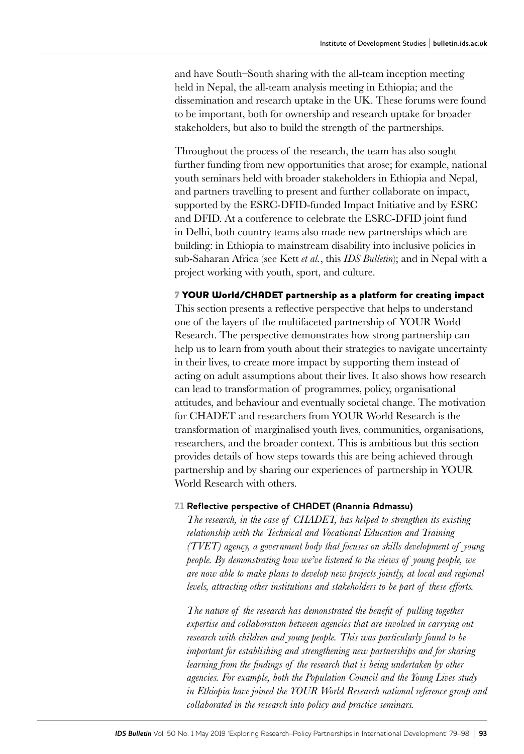and have South–South sharing with the all-team inception meeting held in Nepal, the all-team analysis meeting in Ethiopia; and the dissemination and research uptake in the UK. These forums were found to be important, both for ownership and research uptake for broader stakeholders, but also to build the strength of the partnerships.

Throughout the process of the research, the team has also sought further funding from new opportunities that arose; for example, national youth seminars held with broader stakeholders in Ethiopia and Nepal, and partners travelling to present and further collaborate on impact, supported by the ESRC-DFID-funded Impact Initiative and by ESRC and DFID. At a conference to celebrate the ESRC-DFID joint fund in Delhi, both country teams also made new partnerships which are building: in Ethiopia to mainstream disability into inclusive policies in sub-Saharan Africa (see Kett *et al.*, this *IDS Bulletin*); and in Nepal with a project working with youth, sport, and culture.

## 7 YOUR World/CHADET partnership as a platform for creating impact

This section presents a reflective perspective that helps to understand one of the layers of the multifaceted partnership of YOUR World Research. The perspective demonstrates how strong partnership can help us to learn from youth about their strategies to navigate uncertainty in their lives, to create more impact by supporting them instead of acting on adult assumptions about their lives. It also shows how research can lead to transformation of programmes, policy, organisational attitudes, and behaviour and eventually societal change. The motivation for CHADET and researchers from YOUR World Research is the transformation of marginalised youth lives, communities, organisations, researchers, and the broader context. This is ambitious but this section provides details of how steps towards this are being achieved through partnership and by sharing our experiences of partnership in YOUR World Research with others.

### 7.1 Reflective perspective of CHADET (Anannia Admassu)

*The research, in the case of CHADET, has helped to strengthen its existing relationship with the Technical and Vocational Education and Training (TVET) agency, a government body that focuses on skills development of young people. By demonstrating how we've listened to the views of young people, we are now able to make plans to develop new projects jointly, at local and regional levels, attracting other institutions and stakeholders to be part of these efforts.*

*The nature of the research has demonstrated the benefit of pulling together expertise and collaboration between agencies that are involved in carrying out research with children and young people. This was particularly found to be important for establishing and strengthening new partnerships and for sharing learning from the findings of the research that is being undertaken by other agencies. For example, both the Population Council and the Young Lives study in Ethiopia have joined the YOUR World Research national reference group and collaborated in the research into policy and practice seminars.*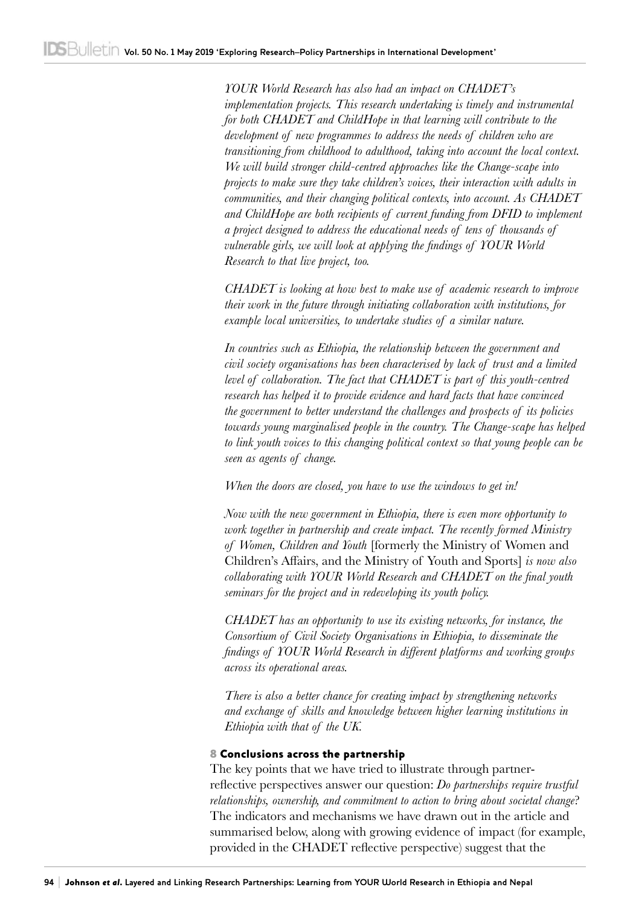*YOUR World Research has also had an impact on CHADET's implementation projects. This research undertaking is timely and instrumental for both CHADET and ChildHope in that learning will contribute to the development of new programmes to address the needs of children who are transitioning from childhood to adulthood, taking into account the local context. We will build stronger child-centred approaches like the Change-scape into projects to make sure they take children's voices, their interaction with adults in communities, and their changing political contexts, into account. As CHADET and ChildHope are both recipients of current funding from DFID to implement a project designed to address the educational needs of tens of thousands of vulnerable girls, we will look at applying the findings of YOUR World Research to that live project, too.*

*CHADET is looking at how best to make use of academic research to improve their work in the future through initiating collaboration with institutions, for example local universities, to undertake studies of a similar nature.*

*In countries such as Ethiopia, the relationship between the government and civil society organisations has been characterised by lack of trust and a limited level of collaboration. The fact that CHADET is part of this youth-centred research has helped it to provide evidence and hard facts that have convinced the government to better understand the challenges and prospects of its policies towards young marginalised people in the country. The Change-scape has helped to link youth voices to this changing political context so that young people can be seen as agents of change.*

*When the doors are closed, you have to use the windows to get in!*

*Now with the new government in Ethiopia, there is even more opportunity to work together in partnership and create impact. The recently formed Ministry of Women, Children and Youth* [formerly the Ministry of Women and Children's Affairs, and the Ministry of Youth and Sports] *is now also collaborating with YOUR World Research and CHADET on the final youth seminars for the project and in redeveloping its youth policy.*

*CHADET has an opportunity to use its existing networks, for instance, the Consortium of Civil Society Organisations in Ethiopia, to disseminate the findings of YOUR World Research in different platforms and working groups across its operational areas.*

*There is also a better chance for creating impact by strengthening networks and exchange of skills and knowledge between higher learning institutions in Ethiopia with that of the UK.*

## 8 Conclusions across the partnership

The key points that we have tried to illustrate through partner-reflective perspectives answer our question: *Do partnerships require trustful relationships, ownership, and commitment to action to bring about societal change?* The indicators and mechanisms we have drawn out in the article and summarised below, along with growing evidence of impact (for example, provided in the CHADET reflective perspective) suggest that the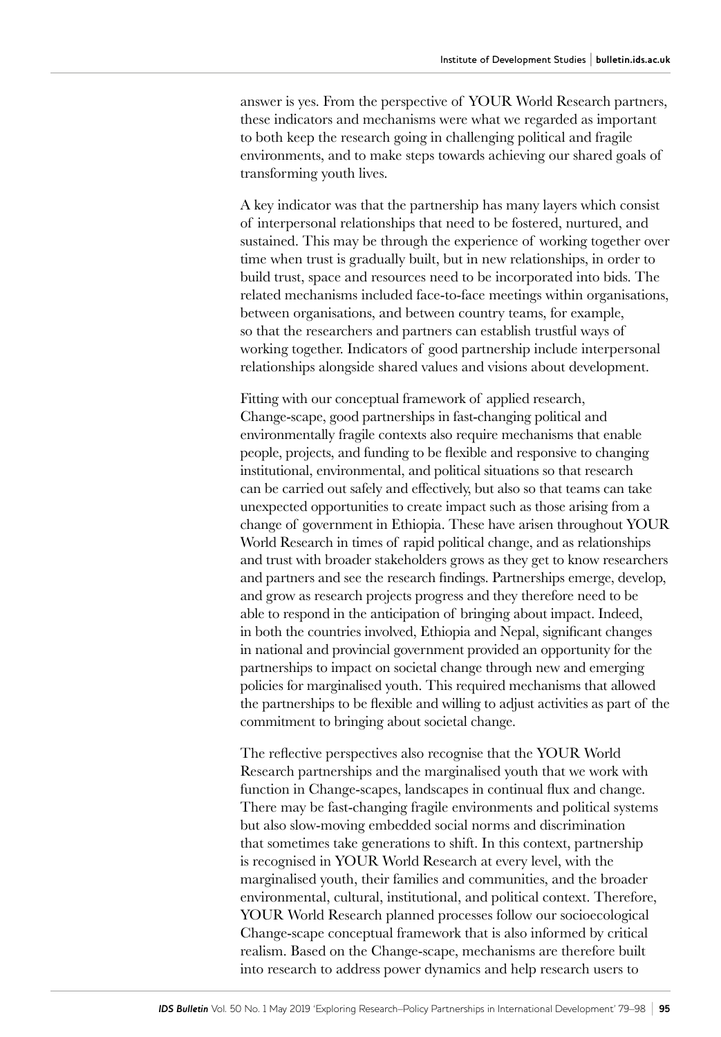answer is yes. From the perspective of YOUR World Research partners, these indicators and mechanisms were what we regarded as important to both keep the research going in challenging political and fragile environments, and to make steps towards achieving our shared goals of transforming youth lives.

A key indicator was that the partnership has many layers which consist of interpersonal relationships that need to be fostered, nurtured, and sustained. This may be through the experience of working together over time when trust is gradually built, but in new relationships, in order to build trust, space and resources need to be incorporated into bids. The related mechanisms included face-to-face meetings within organisations, between organisations, and between country teams, for example, so that the researchers and partners can establish trustful ways of working together. Indicators of good partnership include interpersonal relationships alongside shared values and visions about development.

Fitting with our conceptual framework of applied research, Change-scape, good partnerships in fast-changing political and environmentally fragile contexts also require mechanisms that enable people, projects, and funding to be flexible and responsive to changing institutional, environmental, and political situations so that research can be carried out safely and effectively, but also so that teams can take unexpected opportunities to create impact such as those arising from a change of government in Ethiopia. These have arisen throughout YOUR World Research in times of rapid political change, and as relationships and trust with broader stakeholders grows as they get to know researchers and partners and see the research findings. Partnerships emerge, develop, and grow as research projects progress and they therefore need to be able to respond in the anticipation of bringing about impact. Indeed, in both the countries involved, Ethiopia and Nepal, significant changes in national and provincial government provided an opportunity for the partnerships to impact on societal change through new and emerging policies for marginalised youth. This required mechanisms that allowed the partnerships to be flexible and willing to adjust activities as part of the commitment to bringing about societal change.

The reflective perspectives also recognise that the YOUR World Research partnerships and the marginalised youth that we work with function in Change-scapes, landscapes in continual flux and change. There may be fast-changing fragile environments and political systems but also slow-moving embedded social norms and discrimination that sometimes take generations to shift. In this context, partnership is recognised in YOUR World Research at every level, with the marginalised youth, their families and communities, and the broader environmental, cultural, institutional, and political context. Therefore, YOUR World Research planned processes follow our socioecological Change-scape conceptual framework that is also informed by critical realism. Based on the Change-scape, mechanisms are therefore built into research to address power dynamics and help research users to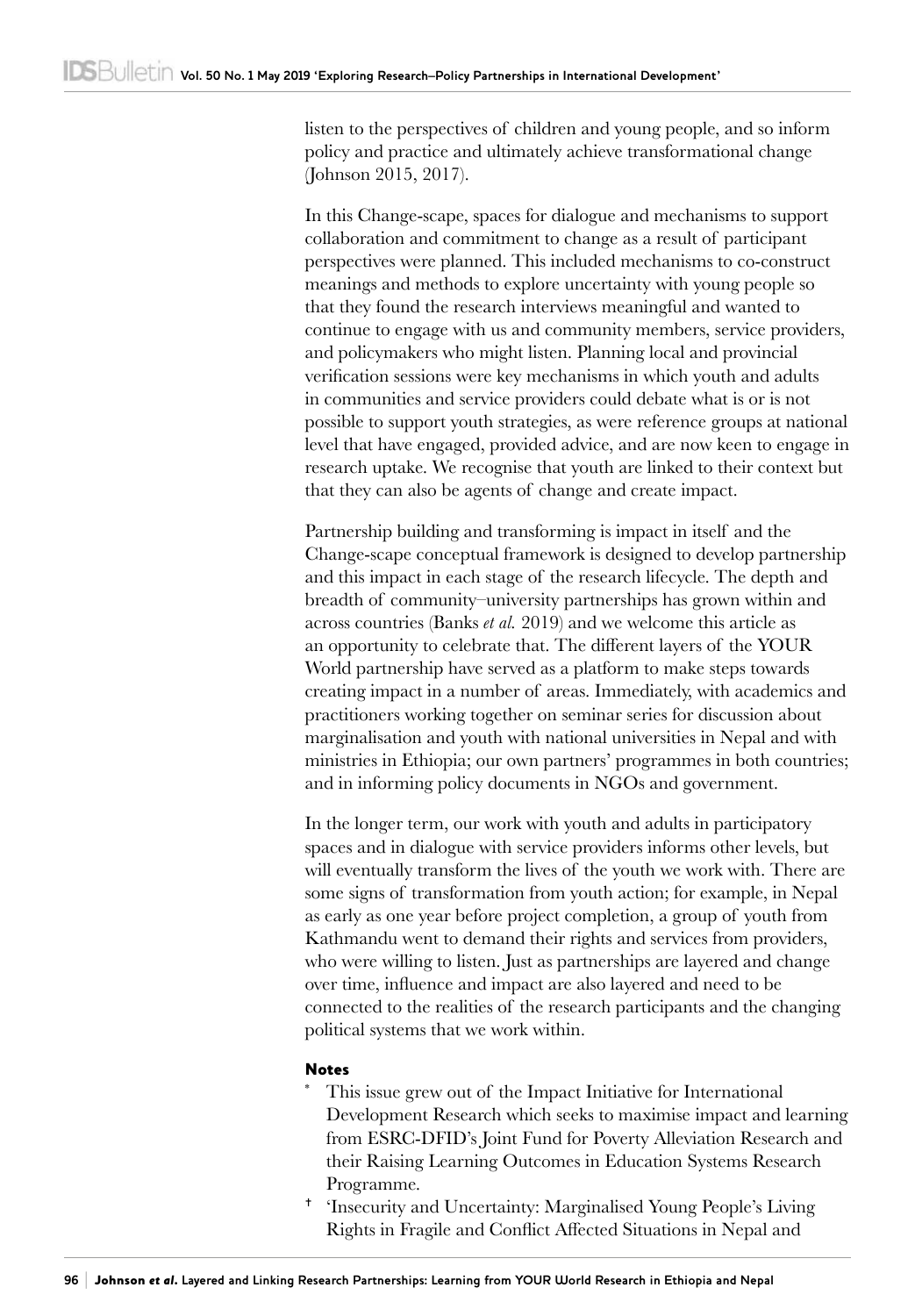listen to the perspectives of children and young people, and so inform policy and practice and ultimately achieve transformational change (Johnson 2015, 2017).

In this Change-scape, spaces for dialogue and mechanisms to support collaboration and commitment to change as a result of participant perspectives were planned. This included mechanisms to co-construct meanings and methods to explore uncertainty with young people so that they found the research interviews meaningful and wanted to continue to engage with us and community members, service providers, and policymakers who might listen. Planning local and provincial verification sessions were key mechanisms in which youth and adults in communities and service providers could debate what is or is not possible to support youth strategies, as were reference groups at national level that have engaged, provided advice, and are now keen to engage in research uptake. We recognise that youth are linked to their context but that they can also be agents of change and create impact.

Partnership building and transforming is impact in itself and the Change-scape conceptual framework is designed to develop partnership and this impact in each stage of the research lifecycle. The depth and breadth of community–university partnerships has grown within and across countries (Banks *et al.* 2019) and we welcome this article as an opportunity to celebrate that. The different layers of the YOUR World partnership have served as a platform to make steps towards creating impact in a number of areas. Immediately, with academics and practitioners working together on seminar series for discussion about marginalisation and youth with national universities in Nepal and with ministries in Ethiopia; our own partners' programmes in both countries; and in informing policy documents in NGOs and government.

In the longer term, our work with youth and adults in participatory spaces and in dialogue with service providers informs other levels, but will eventually transform the lives of the youth we work with. There are some signs of transformation from youth action; for example, in Nepal as early as one year before project completion, a group of youth from Kathmandu went to demand their rights and services from providers, who were willing to listen. Just as partnerships are layered and change over time, influence and impact are also layered and need to be connected to the realities of the research participants and the changing political systems that we work within.

## Notes

- [*] This issue grew out of the Impact Initiative for International Development Research which seeks to maximise impact and learning from ESRC-DFID's Joint Fund for Poverty Alleviation Research and their Raising Learning Outcomes in Education Systems Research Programme.
- [†] 'Insecurity and Uncertainty: Marginalised Young People's Living Rights in Fragile and Conflict Affected Situations in Nepal and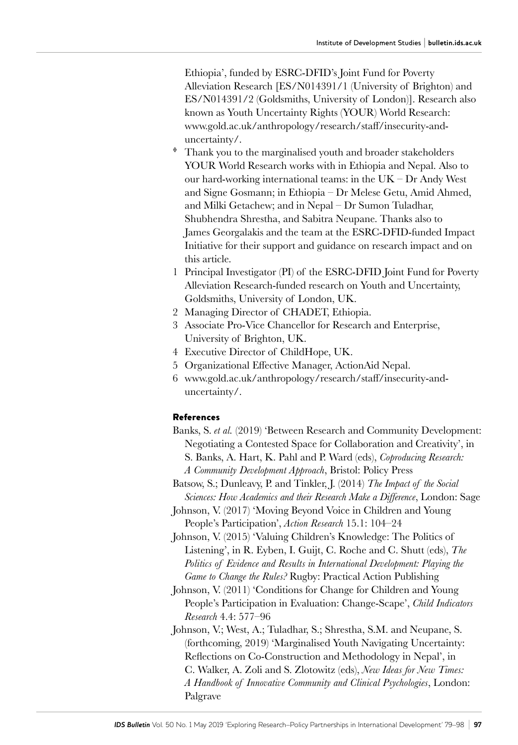Ethiopia', funded by ESRC-DFID's Joint Fund for Poverty Alleviation Research [ES/N014391/1 (University of Brighton) and ES/N014391/2 (Goldsmiths, University of London)]. Research also known as Youth Uncertainty Rights (YOUR) World Research: www.gold.ac.uk/anthropology/research/staff/insecurity-and-uncertainty/.

- ◊ Thank you to the marginalised youth and broader stakeholders YOUR World Research works with in Ethiopia and Nepal. Also to our hard-working international teams: in the UK – Dr Andy West and Signe Gosmann; in Ethiopia – Dr Melese Getu, Amid Ahmed, and Milki Getachew; and in Nepal – Dr Sumon Tuladhar, Shubhendra Shrestha, and Sabitra Neupane. Thanks also to James Georgalakis and the team at the ESRC-DFID-funded Impact Initiative for their support and guidance on research impact and on this article.

1. Principal Investigator (PI) of the ESRC-DFID Joint Fund for Poverty Alleviation Research-funded research on Youth and Uncertainty, Goldsmiths, University of London, UK.
2. Managing Director of CHADET, Ethiopia.
3. Associate Pro-Vice Chancellor for Research and Enterprise, University of Brighton, UK.
4. Executive Director of ChildHope, UK.
5. Organizational Effective Manager, ActionAid Nepal.
6. www.gold.ac.uk/anthropology/research/staff/insecurity-and-uncertainty/.

## References

Banks, S. *et al.* (2019) 'Between Research and Community Development: Negotiating a Contested Space for Collaboration and Creativity', in S. Banks, A. Hart, K. Pahl and P. Ward (eds), *Coproducing Research: A Community Development Approach*, Bristol: Policy Press

Batsow, S.; Dunleavy, P. and Tinkler, J. (2014) *The Impact of the Social Sciences: How Academics and their Research Make a Difference*, London: Sage

Johnson, V. (2017) 'Moving Beyond Voice in Children and Young People's Participation', *Action Research* 15.1: 104–24

Johnson, V. (2015) 'Valuing Children's Knowledge: The Politics of Listening', in R. Eyben, I. Guijt, C. Roche and C. Shutt (eds), *The Politics of Evidence and Results in International Development: Playing the Game to Change the Rules?* Rugby: Practical Action Publishing

Johnson, V. (2011) 'Conditions for Change for Children and Young People's Participation in Evaluation: Change-Scape', *Child Indicators Research* 4.4: 577–96

Johnson, V.; West, A.; Tuladhar, S.; Shrestha, S.M. and Neupane, S. (forthcoming, 2019) 'Marginalised Youth Navigating Uncertainty: Reflections on Co-Construction and Methodology in Nepal', in C. Walker, A. Zoli and S. Zlotowitz (eds), *New Ideas for New Times: A Handbook of Innovative Community and Clinical Psychologies*, London: Palgrave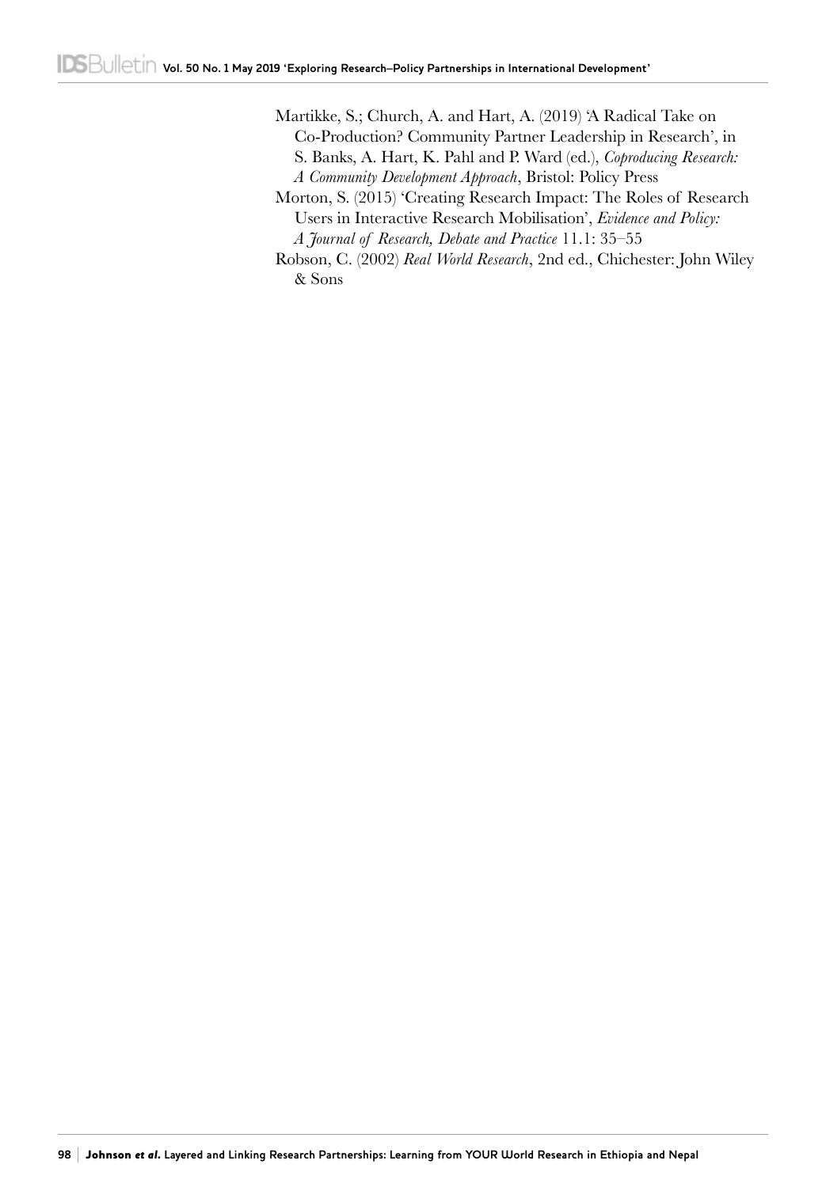Martikke, S.; Church, A. and Hart, A. (2019) 'A Radical Take on Co-Production? Community Partner Leadership in Research', in S. Banks, A. Hart, K. Pahl and P. Ward (ed.), *Coproducing Research: A Community Development Approach*, Bristol: Policy Press

Morton, S. (2015) 'Creating Research Impact: The Roles of Research Users in Interactive Research Mobilisation', *Evidence and Policy: A Journal of Research, Debate and Practice* 11.1: 35–55

Robson, C. (2002) *Real World Research*, 2nd ed., Chichester: John Wiley & Sons